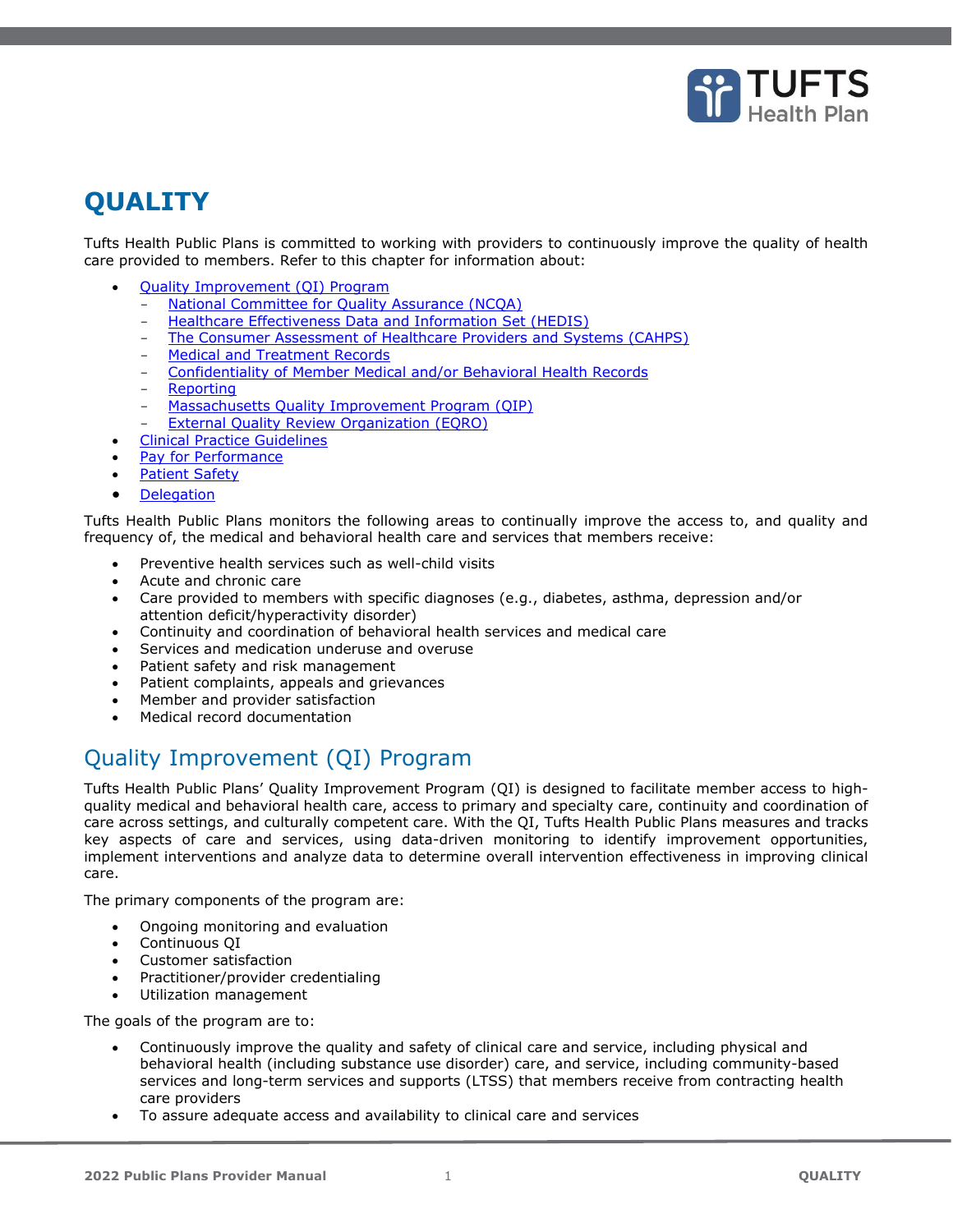# QUALITY

Tufts Health Public Plans is committed to working with providers to continuously improve the quality of health care provided to members. Refer to this chapter for information about:

- Quality Improvement (QI) Program
  - National Committee for Quality Assurance (NCQA)
  - Healthcare Effectiveness Data and Information Set (HEDIS)
  - The Consumer Assessment of Healthcare Providers and Systems (CAHPS)
  - Medical and Treatment Records
  - Confidentiality of Member Medical and/or Behavioral Health Records
  - Reporting
  - Massachusetts Quality Improvement Program (QIP)
  - External Quality Review Organization (EQRO)
- Clinical Practice Guidelines
- Pay for Performance
- Patient Safety
- Delegation

Tufts Health Public Plans monitors the following areas to continually improve the access to, and quality and frequency of, the medical and behavioral health care and services that members receive:

- Preventive health services such as well-child visits
- Acute and chronic care
- Care provided to members with specific diagnoses (e.g., diabetes, asthma, depression and/or attention deficit/hyperactivity disorder)
- Continuity and coordination of behavioral health services and medical care
- Services and medication underuse and overuse
- Patient safety and risk management
- Patient complaints, appeals and grievances
- Member and provider satisfaction
- Medical record documentation

## Quality Improvement (QI) Program

Tufts Health Public Plans' Quality Improvement Program (QI) is designed to facilitate member access to high-quality medical and behavioral health care, access to primary and specialty care, continuity and coordination of care across settings, and culturally competent care. With the QI, Tufts Health Public Plans measures and tracks key aspects of care and services, using data-driven monitoring to identify improvement opportunities, implement interventions and analyze data to determine overall intervention effectiveness in improving clinical care.

The primary components of the program are:

- Ongoing monitoring and evaluation
- Continuous QI
- Customer satisfaction
- Practitioner/provider credentialing
- Utilization management

The goals of the program are to:

- Continuously improve the quality and safety of clinical care and service, including physical and behavioral health (including substance use disorder) care, and service, including community-based services and long-term services and supports (LTSS) that members receive from contracting health care providers
- To assure adequate access and availability to clinical care and services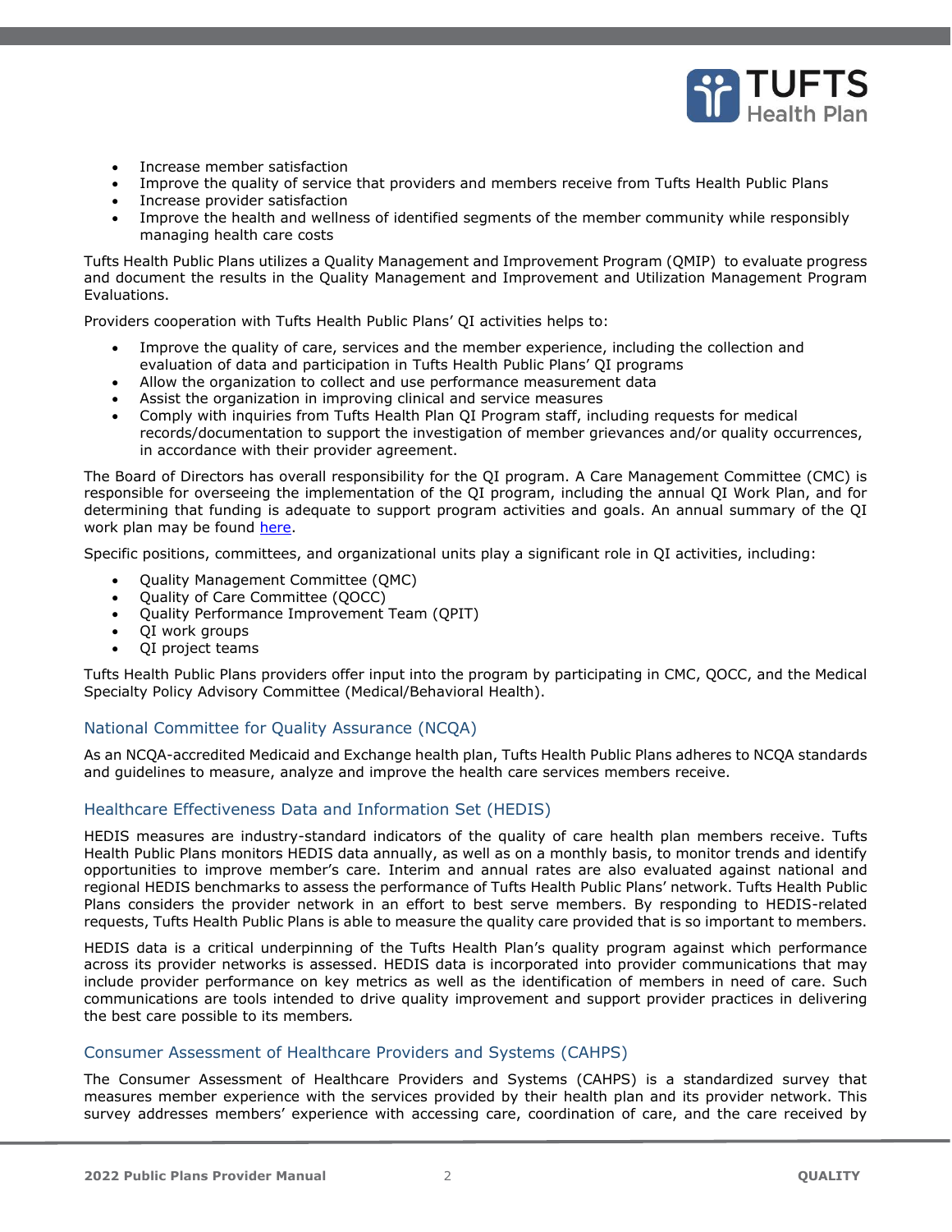- Increase member satisfaction
- Improve the quality of service that providers and members receive from Tufts Health Public Plans
- Increase provider satisfaction
- Improve the health and wellness of identified segments of the member community while responsibly managing health care costs

Tufts Health Public Plans utilizes a Quality Management and Improvement Program (QMIP) to evaluate progress and document the results in the Quality Management and Improvement and Utilization Management Program Evaluations.

Providers cooperation with Tufts Health Public Plans' QI activities helps to:

- Improve the quality of care, services and the member experience, including the collection and evaluation of data and participation in Tufts Health Public Plans' QI programs
- Allow the organization to collect and use performance measurement data
- Assist the organization in improving clinical and service measures
- Comply with inquiries from Tufts Health Plan QI Program staff, including requests for medical records/documentation to support the investigation of member grievances and/or quality occurrences, in accordance with their provider agreement.

The Board of Directors has overall responsibility for the QI program. A Care Management Committee (CMC) is responsible for overseeing the implementation of the QI program, including the annual QI Work Plan, and for determining that funding is adequate to support program activities and goals. An annual summary of the QI work plan may be found [here](here).

Specific positions, committees, and organizational units play a significant role in QI activities, including:

- Quality Management Committee (QMC)
- Quality of Care Committee (QOCC)
- Quality Performance Improvement Team (QPIT)
- QI work groups
- QI project teams

Tufts Health Public Plans providers offer input into the program by participating in CMC, QOCC, and the Medical Specialty Policy Advisory Committee (Medical/Behavioral Health).

## National Committee for Quality Assurance (NCQA)

As an NCQA-accredited Medicaid and Exchange health plan, Tufts Health Public Plans adheres to NCQA standards and guidelines to measure, analyze and improve the health care services members receive.

## Healthcare Effectiveness Data and Information Set (HEDIS)

HEDIS measures are industry-standard indicators of the quality of care health plan members receive. Tufts Health Public Plans monitors HEDIS data annually, as well as on a monthly basis, to monitor trends and identify opportunities to improve member's care. Interim and annual rates are also evaluated against national and regional HEDIS benchmarks to assess the performance of Tufts Health Public Plans' network. Tufts Health Public Plans considers the provider network in an effort to best serve members. By responding to HEDIS-related requests, Tufts Health Public Plans is able to measure the quality care provided that is so important to members.

HEDIS data is a critical underpinning of the Tufts Health Plan's quality program against which performance across its provider networks is assessed. HEDIS data is incorporated into provider communications that may include provider performance on key metrics as well as the identification of members in need of care. Such communications are tools intended to drive quality improvement and support provider practices in delivering the best care possible to its members.

## Consumer Assessment of Healthcare Providers and Systems (CAHPS)

The Consumer Assessment of Healthcare Providers and Systems (CAHPS) is a standardized survey that measures member experience with the services provided by their health plan and its provider network. This survey addresses members' experience with accessing care, coordination of care, and the care received by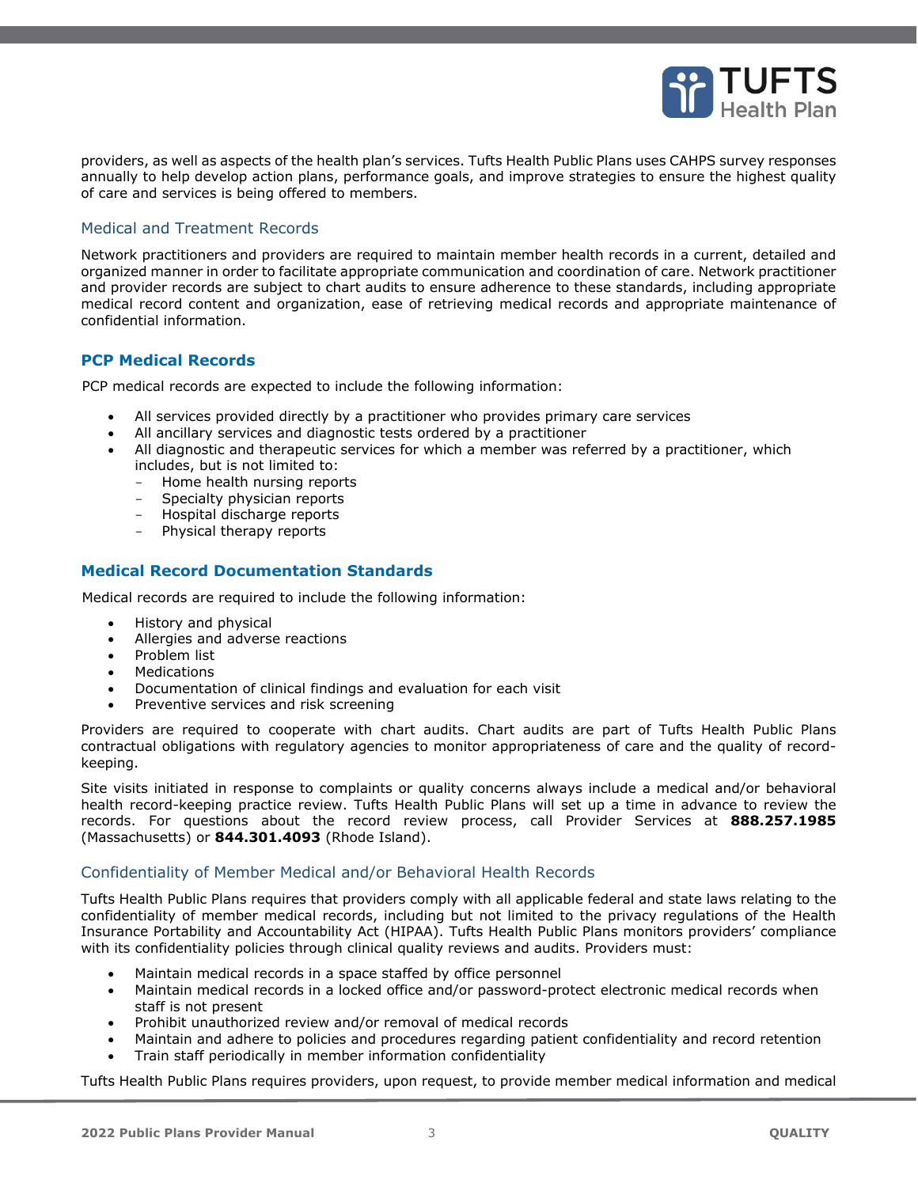providers, as well as aspects of the health plan's services. Tufts Health Public Plans uses CAHPS survey responses annually to help develop action plans, performance goals, and improve strategies to ensure the highest quality of care and services is being offered to members.

## Medical and Treatment Records

Network practitioners and providers are required to maintain member health records in a current, detailed and organized manner in order to facilitate appropriate communication and coordination of care. Network practitioner and provider records are subject to chart audits to ensure adherence to these standards, including appropriate medical record content and organization, ease of retrieving medical records and appropriate maintenance of confidential information.

### PCP Medical Records

PCP medical records are expected to include the following information:

- All services provided directly by a practitioner who provides primary care services
- All ancillary services and diagnostic tests ordered by a practitioner
- All diagnostic and therapeutic services for which a member was referred by a practitioner, which includes, but is not limited to:
  - Home health nursing reports
  - Specialty physician reports
  - Hospital discharge reports
  - Physical therapy reports

### Medical Record Documentation Standards

Medical records are required to include the following information:

- History and physical
- Allergies and adverse reactions
- Problem list
- Medications
- Documentation of clinical findings and evaluation for each visit
- Preventive services and risk screening

Providers are required to cooperate with chart audits. Chart audits are part of Tufts Health Public Plans contractual obligations with regulatory agencies to monitor appropriateness of care and the quality of record-keeping.

Site visits initiated in response to complaints or quality concerns always include a medical and/or behavioral health record-keeping practice review. Tufts Health Public Plans will set up a time in advance to review the records. For questions about the record review process, call Provider Services at **888.257.1985** (Massachusetts) or **844.301.4093** (Rhode Island).

## Confidentiality of Member Medical and/or Behavioral Health Records

Tufts Health Public Plans requires that providers comply with all applicable federal and state laws relating to the confidentiality of member medical records, including but not limited to the privacy regulations of the Health Insurance Portability and Accountability Act (HIPAA). Tufts Health Public Plans monitors providers' compliance with its confidentiality policies through clinical quality reviews and audits. Providers must:

- Maintain medical records in a space staffed by office personnel
- Maintain medical records in a locked office and/or password-protect electronic medical records when staff is not present
- Prohibit unauthorized review and/or removal of medical records
- Maintain and adhere to policies and procedures regarding patient confidentiality and record retention
- Train staff periodically in member information confidentiality

Tufts Health Public Plans requires providers, upon request, to provide member medical information and medical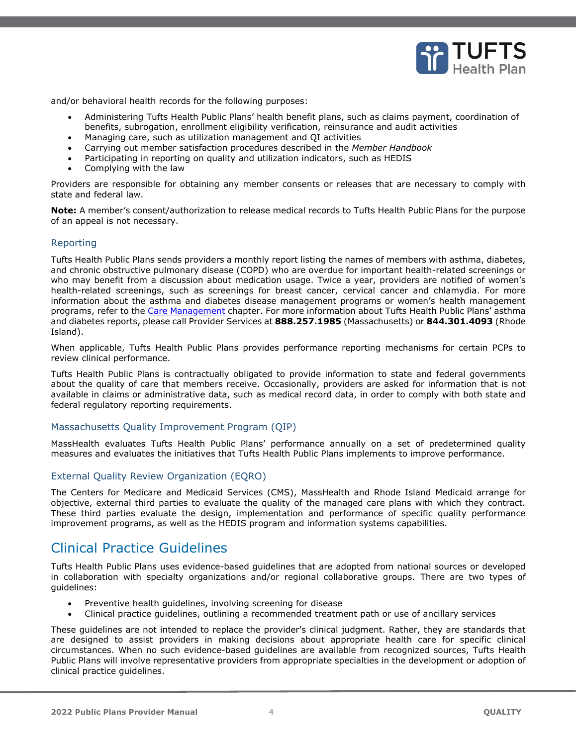and/or behavioral health records for the following purposes:

- Administering Tufts Health Public Plans' health benefit plans, such as claims payment, coordination of benefits, subrogation, enrollment eligibility verification, reinsurance and audit activities
- Managing care, such as utilization management and QI activities
- Carrying out member satisfaction procedures described in the *Member Handbook*
- Participating in reporting on quality and utilization indicators, such as HEDIS
- Complying with the law

Providers are responsible for obtaining any member consents or releases that are necessary to comply with state and federal law.

**Note:** A member's consent/authorization to release medical records to Tufts Health Public Plans for the purpose of an appeal is not necessary.

### Reporting

Tufts Health Public Plans sends providers a monthly report listing the names of members with asthma, diabetes, and chronic obstructive pulmonary disease (COPD) who are overdue for important health-related screenings or who may benefit from a discussion about medication usage. Twice a year, providers are notified of women's health-related screenings, such as screenings for breast cancer, cervical cancer and chlamydia. For more information about the asthma and diabetes disease management programs or women's health management programs, refer to the Care Management chapter. For more information about Tufts Health Public Plans' asthma and diabetes reports, please call Provider Services at **888.257.1985** (Massachusetts) or **844.301.4093** (Rhode Island).

When applicable, Tufts Health Public Plans provides performance reporting mechanisms for certain PCPs to review clinical performance.

Tufts Health Public Plans is contractually obligated to provide information to state and federal governments about the quality of care that members receive. Occasionally, providers are asked for information that is not available in claims or administrative data, such as medical record data, in order to comply with both state and federal regulatory reporting requirements.

### Massachusetts Quality Improvement Program (QIP)

MassHealth evaluates Tufts Health Public Plans' performance annually on a set of predetermined quality measures and evaluates the initiatives that Tufts Health Public Plans implements to improve performance.

### External Quality Review Organization (EQRO)

The Centers for Medicare and Medicaid Services (CMS), MassHealth and Rhode Island Medicaid arrange for objective, external third parties to evaluate the quality of the managed care plans with which they contract. These third parties evaluate the design, implementation and performance of specific quality performance improvement programs, as well as the HEDIS program and information systems capabilities.

## Clinical Practice Guidelines

Tufts Health Public Plans uses evidence-based guidelines that are adopted from national sources or developed in collaboration with specialty organizations and/or regional collaborative groups. There are two types of guidelines:

- Preventive health guidelines, involving screening for disease
- Clinical practice guidelines, outlining a recommended treatment path or use of ancillary services

These guidelines are not intended to replace the provider's clinical judgment. Rather, they are standards that are designed to assist providers in making decisions about appropriate health care for specific clinical circumstances. When no such evidence-based guidelines are available from recognized sources, Tufts Health Public Plans will involve representative providers from appropriate specialties in the development or adoption of clinical practice guidelines.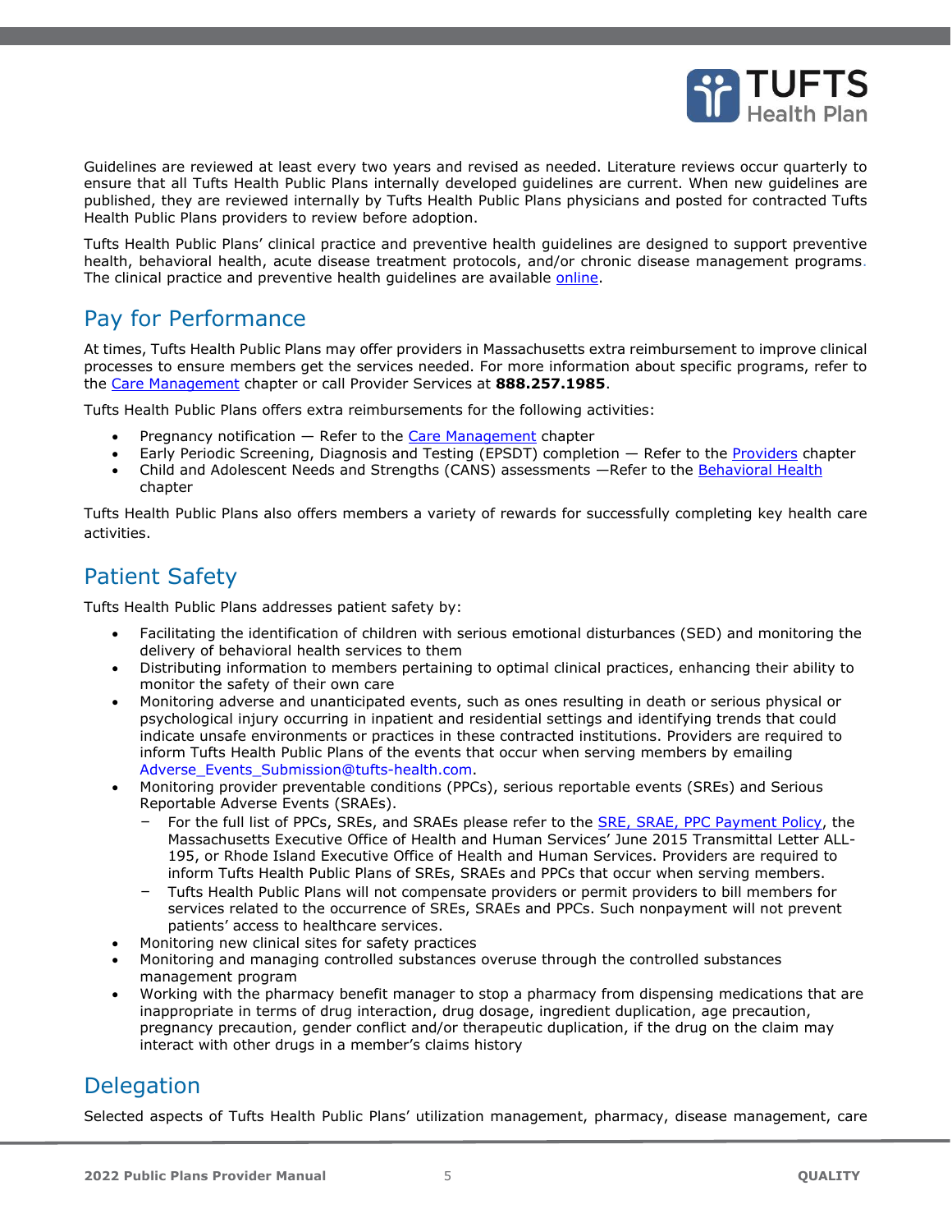Guidelines are reviewed at least every two years and revised as needed. Literature reviews occur quarterly to ensure that all Tufts Health Public Plans internally developed guidelines are current. When new guidelines are published, they are reviewed internally by Tufts Health Public Plans physicians and posted for contracted Tufts Health Public Plans providers to review before adoption.

Tufts Health Public Plans' clinical practice and preventive health guidelines are designed to support preventive health, behavioral health, acute disease treatment protocols, and/or chronic disease management programs. The clinical practice and preventive health guidelines are available online.

## Pay for Performance

At times, Tufts Health Public Plans may offer providers in Massachusetts extra reimbursement to improve clinical processes to ensure members get the services needed. For more information about specific programs, refer to the Care Management chapter or call Provider Services at **888.257.1985**.

Tufts Health Public Plans offers extra reimbursements for the following activities:

- Pregnancy notification — Refer to the Care Management chapter
- Early Periodic Screening, Diagnosis and Testing (EPSDT) completion — Refer to the Providers chapter
- Child and Adolescent Needs and Strengths (CANS) assessments —Refer to the Behavioral Health chapter

Tufts Health Public Plans also offers members a variety of rewards for successfully completing key health care activities.

## Patient Safety

Tufts Health Public Plans addresses patient safety by:

- Facilitating the identification of children with serious emotional disturbances (SED) and monitoring the delivery of behavioral health services to them
- Distributing information to members pertaining to optimal clinical practices, enhancing their ability to monitor the safety of their own care
- Monitoring adverse and unanticipated events, such as ones resulting in death or serious physical or psychological injury occurring in inpatient and residential settings and identifying trends that could indicate unsafe environments or practices in these contracted institutions. Providers are required to inform Tufts Health Public Plans of the events that occur when serving members by emailing Adverse_Events_Submission@tufts-health.com.
- Monitoring provider preventable conditions (PPCs), serious reportable events (SREs) and Serious Reportable Adverse Events (SRAEs).
  - For the full list of PPCs, SREs, and SRAEs please refer to the SRE, SRAE, PPC Payment Policy, the Massachusetts Executive Office of Health and Human Services' June 2015 Transmittal Letter ALL-195, or Rhode Island Executive Office of Health and Human Services. Providers are required to inform Tufts Health Public Plans of SREs, SRAEs and PPCs that occur when serving members.
  - Tufts Health Public Plans will not compensate providers or permit providers to bill members for services related to the occurrence of SREs, SRAEs and PPCs. Such nonpayment will not prevent patients' access to healthcare services.
- Monitoring new clinical sites for safety practices
- Monitoring and managing controlled substances overuse through the controlled substances management program
- Working with the pharmacy benefit manager to stop a pharmacy from dispensing medications that are inappropriate in terms of drug interaction, drug dosage, ingredient duplication, age precaution, pregnancy precaution, gender conflict and/or therapeutic duplication, if the drug on the claim may interact with other drugs in a member's claims history

## Delegation

Selected aspects of Tufts Health Public Plans' utilization management, pharmacy, disease management, care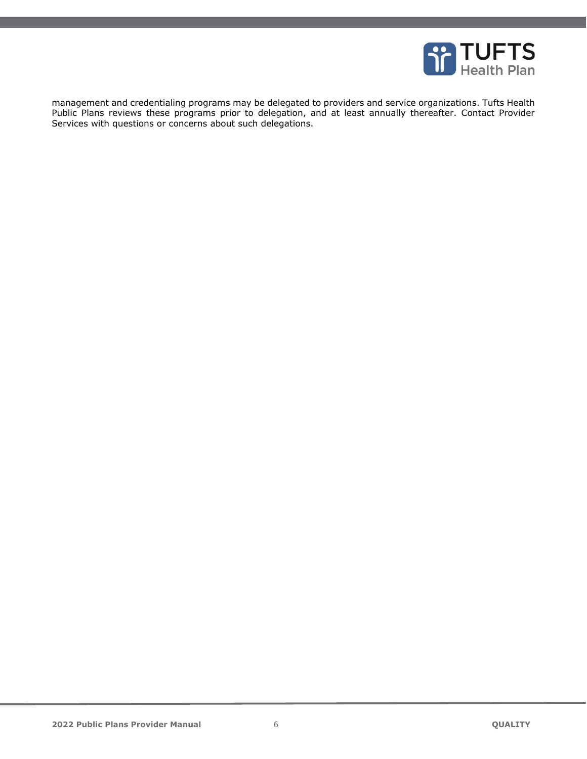management and credentialing programs may be delegated to providers and service organizations. Tufts Health Public Plans reviews these programs prior to delegation, and at least annually thereafter. Contact Provider Services with questions or concerns about such delegations.